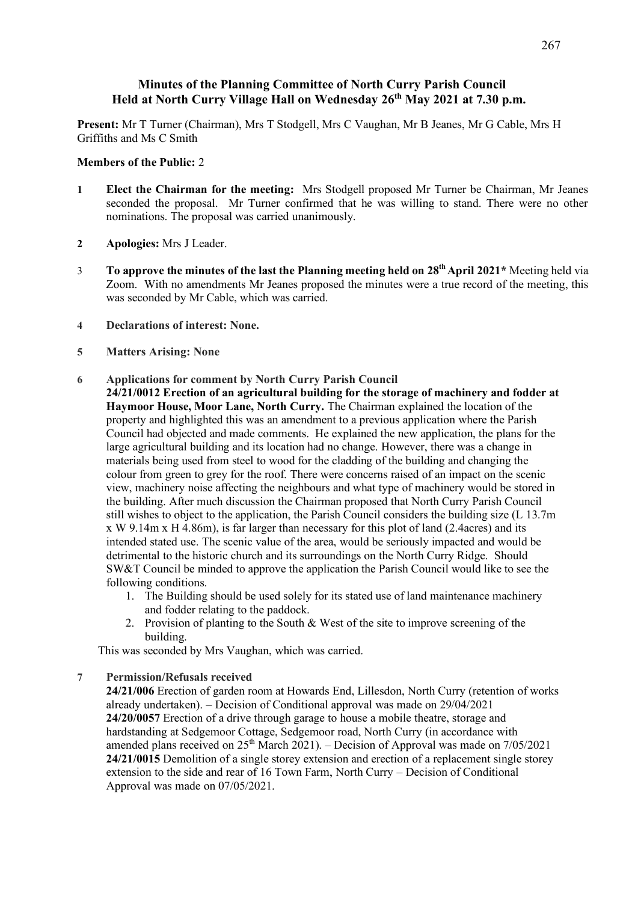# Minutes of the Planning Committee of North Curry Parish Council
## Held at North Curry Village Hall on Wednesday 26th May 2021 at 7.30 p.m.

**Present:** Mr T Turner (Chairman), Mrs T Stodgell, Mrs C Vaughan, Mr B Jeanes, Mr G Cable, Mrs H Griffiths and Ms C Smith

**Members of the Public:** 2

1 **Elect the Chairman for the meeting:** Mrs Stodgell proposed Mr Turner be Chairman, Mr Jeanes seconded the proposal. Mr Turner confirmed that he was willing to stand. There were no other nominations. The proposal was carried unanimously.

2 **Apologies:** Mrs J Leader.

3 **To approve the minutes of the last the Planning meeting held on 28th April 2021*** Meeting held via Zoom. With no amendments Mr Jeanes proposed the minutes were a true record of the meeting, this was seconded by Mr Cable, which was carried.

4 **Declarations of interest: None.**

5 **Matters Arising: None**

6 **Applications for comment by North Curry Parish Council**
**24/21/0012 Erection of an agricultural building for the storage of machinery and fodder at Haymoor House, Moor Lane, North Curry.** The Chairman explained the location of the property and highlighted this was an amendment to a previous application where the Parish Council had objected and made comments. He explained the new application, the plans for the large agricultural building and its location had no change. However, there was a change in materials being used from steel to wood for the cladding of the building and changing the colour from green to grey for the roof. There were concerns raised of an impact on the scenic view, machinery noise affecting the neighbours and what type of machinery would be stored in the building. After much discussion the Chairman proposed that North Curry Parish Council still wishes to object to the application, the Parish Council considers the building size (L 13.7m x W 9.14m x H 4.86m), is far larger than necessary for this plot of land (2.4acres) and its intended stated use. The scenic value of the area, would be seriously impacted and would be detrimental to the historic church and its surroundings on the North Curry Ridge. Should SW&T Council be minded to approve the application the Parish Council would like to see the following conditions.
   1. The Building should be used solely for its stated use of land maintenance machinery and fodder relating to the paddock.
   2. Provision of planting to the South & West of the site to improve screening of the building.

This was seconded by Mrs Vaughan, which was carried.

7 **Permission/Refusals received**
**24/21/006** Erection of garden room at Howards End, Lillesdon, North Curry (retention of works already undertaken). – Decision of Conditional approval was made on 29/04/2021
**24/20/0057** Erection of a drive through garage to house a mobile theatre, storage and hardstanding at Sedgemoor Cottage, Sedgemoor road, North Curry (in accordance with amended plans received on 25th March 2021). – Decision of Approval was made on 7/05/2021
**24/21/0015** Demolition of a single storey extension and erection of a replacement single storey extension to the side and rear of 16 Town Farm, North Curry – Decision of Conditional Approval was made on 07/05/2021.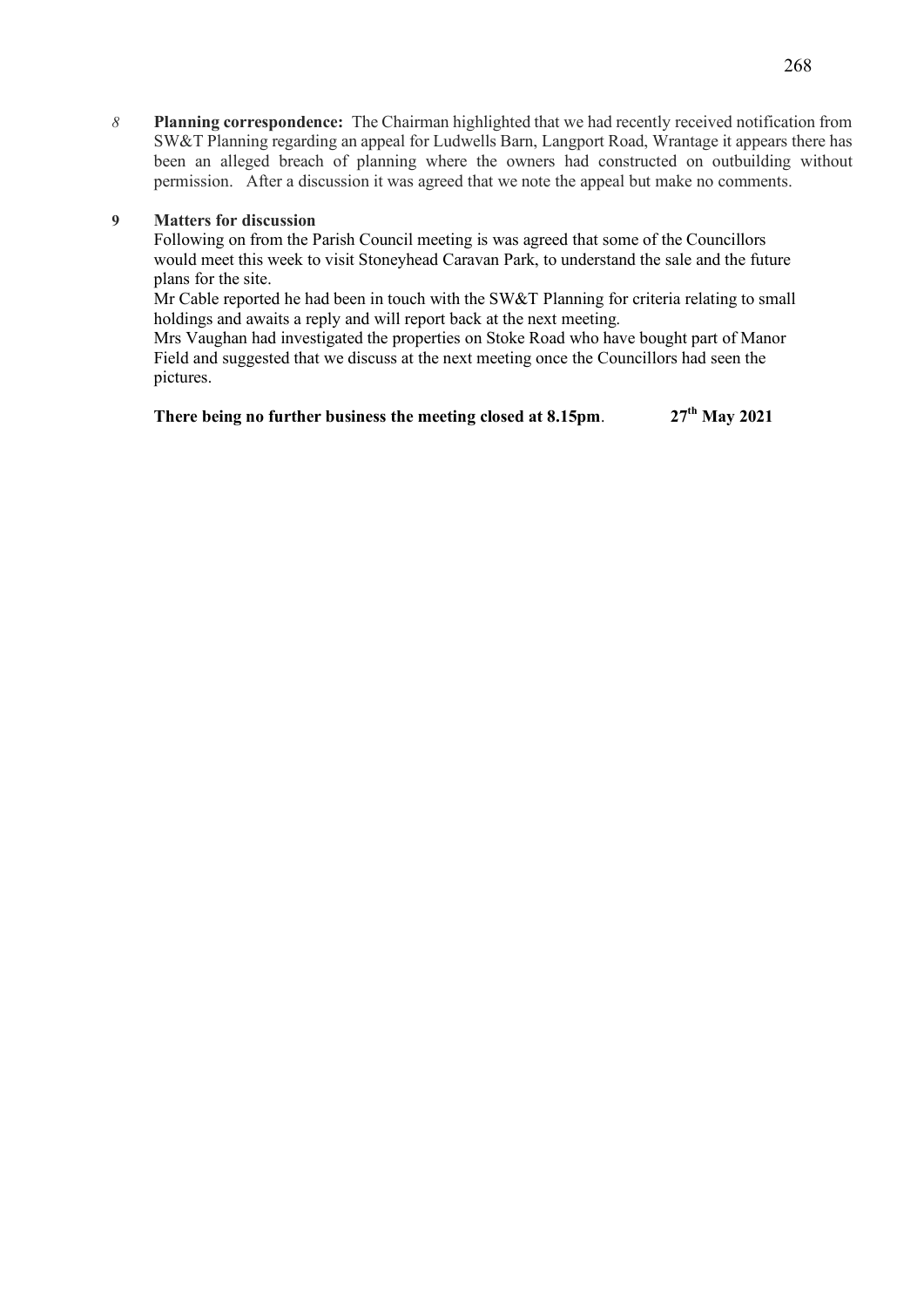*8* **Planning correspondence:** The Chairman highlighted that we had recently received notification from SW&T Planning regarding an appeal for Ludwells Barn, Langport Road, Wrantage it appears there has been an alleged breach of planning where the owners had constructed on outbuilding without permission. After a discussion it was agreed that we note the appeal but make no comments.

**9 Matters for discussion**

Following on from the Parish Council meeting is was agreed that some of the Councillors would meet this week to visit Stoneyhead Caravan Park, to understand the sale and the future plans for the site.

Mr Cable reported he had been in touch with the SW&T Planning for criteria relating to small holdings and awaits a reply and will report back at the next meeting.

Mrs Vaughan had investigated the properties on Stoke Road who have bought part of Manor Field and suggested that we discuss at the next meeting once the Councillors had seen the pictures.

**There being no further business the meeting closed at 8.15pm. 27th May 2021**